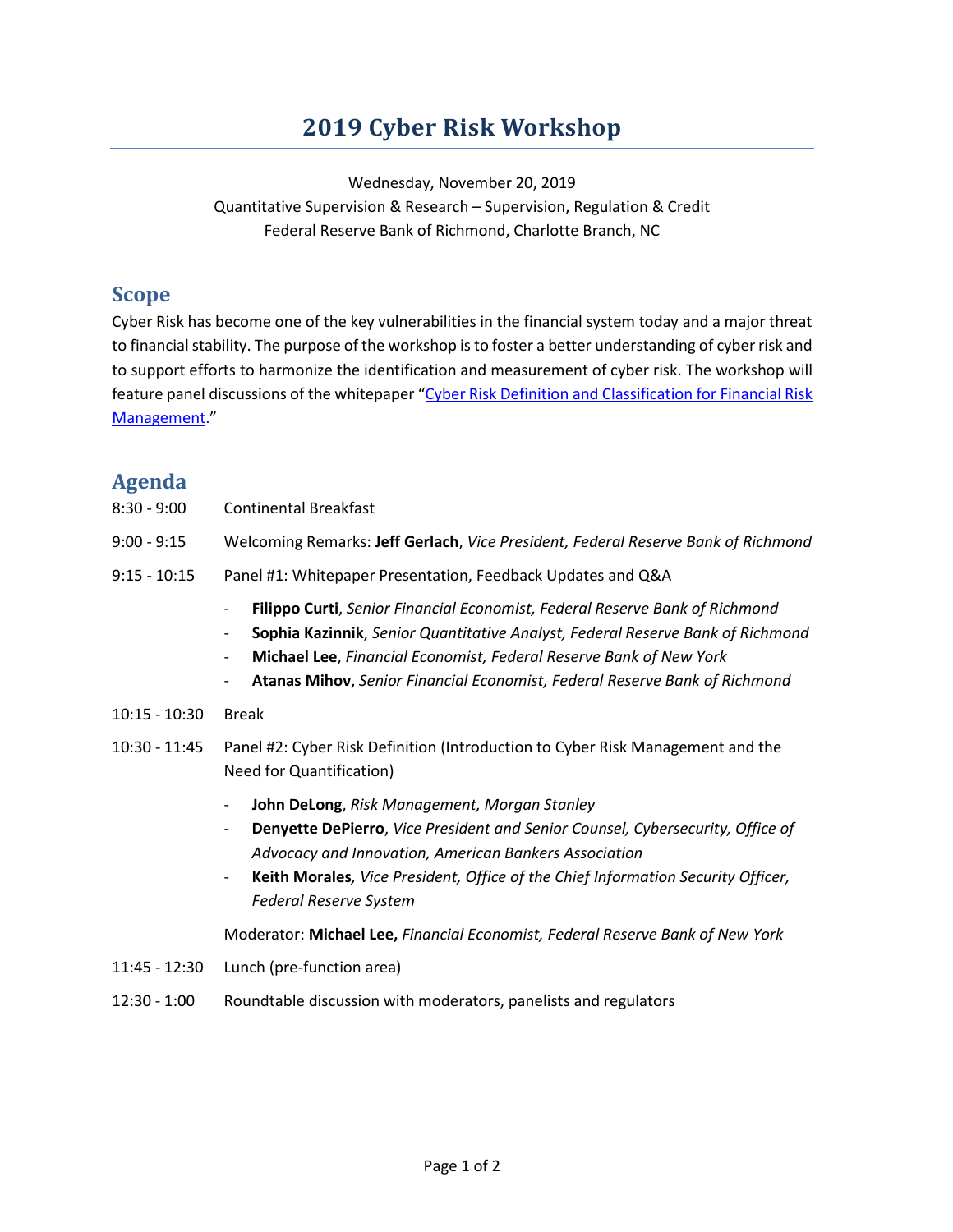# 2019 Cyber Risk Workshop

Wednesday, November 20, 2019
Quantitative Supervision & Research – Supervision, Regulation & Credit
Federal Reserve Bank of Richmond, Charlotte Branch, NC

## Scope

Cyber Risk has become one of the key vulnerabilities in the financial system today and a major threat to financial stability. The purpose of the workshop is to foster a better understanding of cyber risk and to support efforts to harmonize the identification and measurement of cyber risk. The workshop will feature panel discussions of the whitepaper "Cyber Risk Definition and Classification for Financial Risk Management."

## Agenda

8:30 - 9:00 Continental Breakfast

9:00 - 9:15 Welcoming Remarks: **Jeff Gerlach**, *Vice President, Federal Reserve Bank of Richmond*

9:15 - 10:15 Panel #1: Whitepaper Presentation, Feedback Updates and Q&A

- **Filippo Curti**, *Senior Financial Economist, Federal Reserve Bank of Richmond*
- **Sophia Kazinnik**, *Senior Quantitative Analyst, Federal Reserve Bank of Richmond*
- **Michael Lee**, *Financial Economist, Federal Reserve Bank of New York*
- **Atanas Mihov**, *Senior Financial Economist, Federal Reserve Bank of Richmond*

10:15 - 10:30 Break

10:30 - 11:45 Panel #2: Cyber Risk Definition (Introduction to Cyber Risk Management and the Need for Quantification)

- **John DeLong**, *Risk Management, Morgan Stanley*
- **Denyette DePierro**, *Vice President and Senior Counsel, Cybersecurity, Office of Advocacy and Innovation, American Bankers Association*
- **Keith Morales**, *Vice President, Office of the Chief Information Security Officer, Federal Reserve System*

Moderator: **Michael Lee,** *Financial Economist, Federal Reserve Bank of New York*

11:45 - 12:30 Lunch (pre-function area)

12:30 - 1:00 Roundtable discussion with moderators, panelists and regulators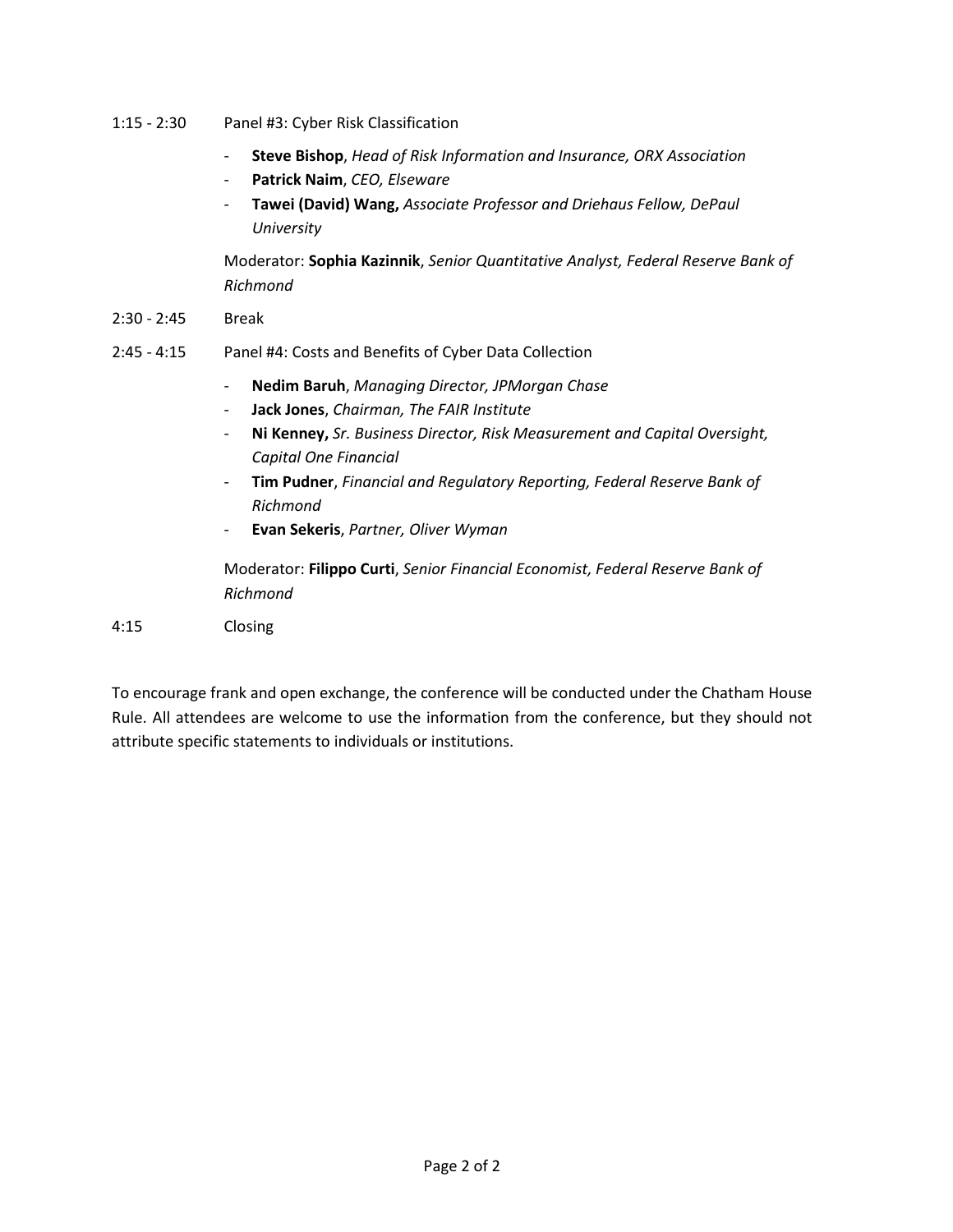1:15 - 2:30 Panel #3: Cyber Risk Classification

- **Steve Bishop**, *Head of Risk Information and Insurance, ORX Association*
- **Patrick Naim**, *CEO, Elseware*
- **Tawei (David) Wang,** *Associate Professor and Driehaus Fellow, DePaul University*

Moderator: **Sophia Kazinnik**, *Senior Quantitative Analyst, Federal Reserve Bank of Richmond*

2:30 - 2:45 Break

2:45 - 4:15 Panel #4: Costs and Benefits of Cyber Data Collection

- **Nedim Baruh**, *Managing Director, JPMorgan Chase*
- **Jack Jones**, *Chairman, The FAIR Institute*
- **Ni Kenney,** *Sr. Business Director, Risk Measurement and Capital Oversight, Capital One Financial*
- **Tim Pudner**, *Financial and Regulatory Reporting, Federal Reserve Bank of Richmond*
- **Evan Sekeris**, *Partner, Oliver Wyman*

Moderator: **Filippo Curti**, *Senior Financial Economist, Federal Reserve Bank of Richmond*

4:15 Closing

To encourage frank and open exchange, the conference will be conducted under the Chatham House Rule. All attendees are welcome to use the information from the conference, but they should not attribute specific statements to individuals or institutions.